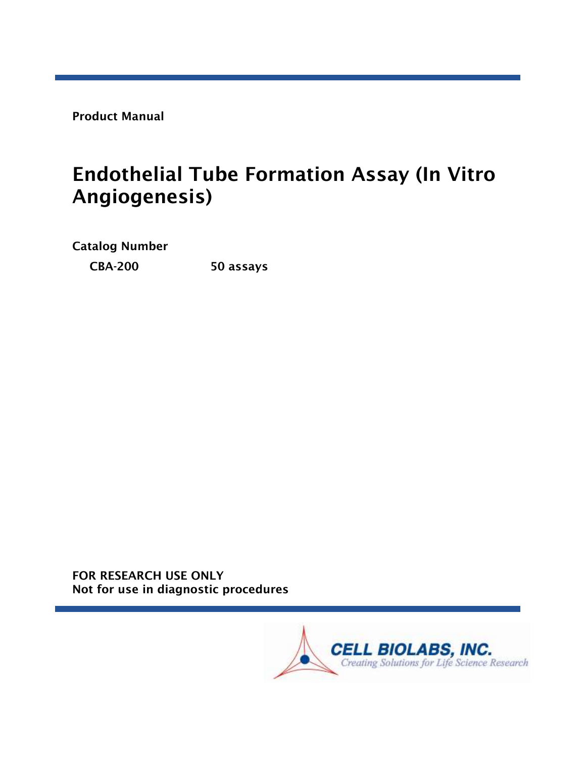**Product Manual**

# Endothelial Tube Formation Assay (In Vitro Angiogenesis)

**Catalog Number**

**CBA-200** **50 assays**

**FOR RESEARCH USE ONLY**
**Not for use in diagnostic procedures**

**CELL BIOLABS, INC.**
*Creating Solutions for Life Science Research*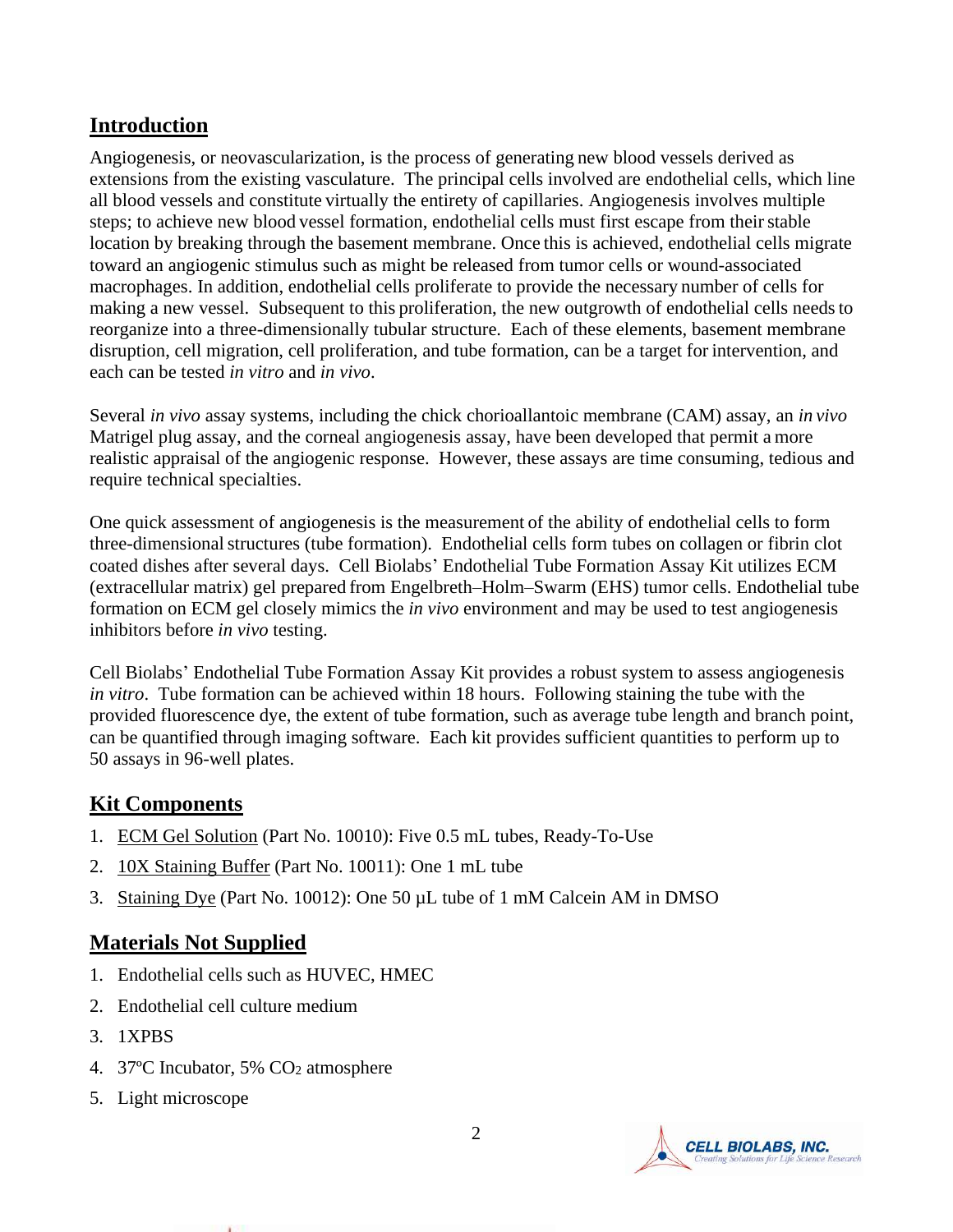## Introduction

Angiogenesis, or neovascularization, is the process of generating new blood vessels derived as extensions from the existing vasculature. The principal cells involved are endothelial cells, which line all blood vessels and constitute virtually the entirety of capillaries. Angiogenesis involves multiple steps; to achieve new blood vessel formation, endothelial cells must first escape from their stable location by breaking through the basement membrane. Once this is achieved, endothelial cells migrate toward an angiogenic stimulus such as might be released from tumor cells or wound-associated macrophages. In addition, endothelial cells proliferate to provide the necessary number of cells for making a new vessel. Subsequent to this proliferation, the new outgrowth of endothelial cells needs to reorganize into a three-dimensionally tubular structure. Each of these elements, basement membrane disruption, cell migration, cell proliferation, and tube formation, can be a target for intervention, and each can be tested *in vitro* and *in vivo*.

Several *in vivo* assay systems, including the chick chorioallantoic membrane (CAM) assay, an *in vivo* Matrigel plug assay, and the corneal angiogenesis assay, have been developed that permit a more realistic appraisal of the angiogenic response. However, these assays are time consuming, tedious and require technical specialties.

One quick assessment of angiogenesis is the measurement of the ability of endothelial cells to form three-dimensional structures (tube formation). Endothelial cells form tubes on collagen or fibrin clot coated dishes after several days. Cell Biolabs' Endothelial Tube Formation Assay Kit utilizes ECM (extracellular matrix) gel prepared from Engelbreth–Holm–Swarm (EHS) tumor cells. Endothelial tube formation on ECM gel closely mimics the *in vivo* environment and may be used to test angiogenesis inhibitors before *in vivo* testing.

Cell Biolabs' Endothelial Tube Formation Assay Kit provides a robust system to assess angiogenesis *in vitro*. Tube formation can be achieved within 18 hours. Following staining the tube with the provided fluorescence dye, the extent of tube formation, such as average tube length and branch point, can be quantified through imaging software. Each kit provides sufficient quantities to perform up to 50 assays in 96-well plates.

## Kit Components

1. <u>ECM Gel Solution</u> (Part No. 10010): Five 0.5 mL tubes, Ready-To-Use
2. <u>10X Staining Buffer</u> (Part No. 10011): One 1 mL tube
3. <u>Staining Dye</u> (Part No. 10012): One 50 µL tube of 1 mM Calcein AM in DMSO

## Materials Not Supplied

1. Endothelial cells such as HUVEC, HMEC
2. Endothelial cell culture medium
3. 1XPBS
4. 37ºC Incubator, 5% $CO_2$ atmosphere
5. Light microscope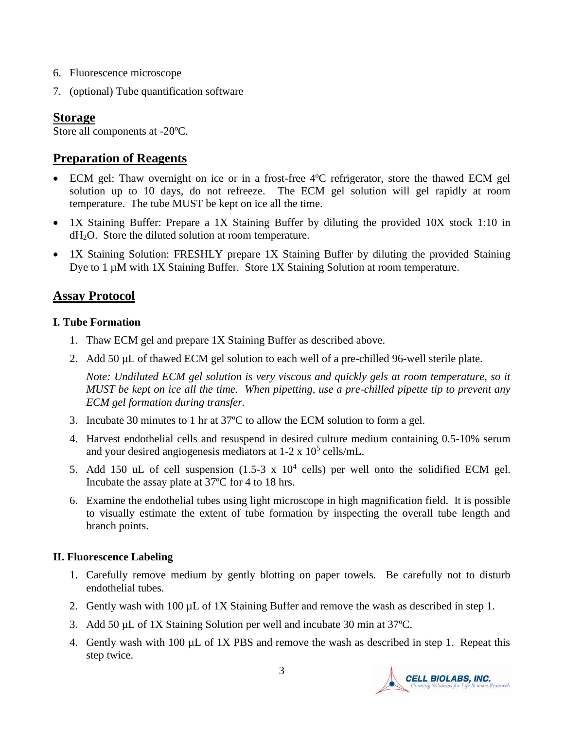6. Fluorescence microscope
7. (optional) Tube quantification software

## Storage

Store all components at -20ºC.

## Preparation of Reagents

- ECM gel: Thaw overnight on ice or in a frost-free 4ºC refrigerator, store the thawed ECM gel solution up to 10 days, do not refreeze. The ECM gel solution will gel rapidly at room temperature. The tube MUST be kept on ice all the time.
- 1X Staining Buffer: Prepare a 1X Staining Buffer by diluting the provided 10X stock 1:10 in $dH_2O$. Store the diluted solution at room temperature.
- 1X Staining Solution: FRESHLY prepare 1X Staining Buffer by diluting the provided Staining Dye to 1 µM with 1X Staining Buffer. Store 1X Staining Solution at room temperature.

## Assay Protocol

### I. Tube Formation

1. Thaw ECM gel and prepare 1X Staining Buffer as described above.
2. Add 50 µL of thawed ECM gel solution to each well of a pre-chilled 96-well sterile plate.

   *Note: Undiluted ECM gel solution is very viscous and quickly gels at room temperature, so it MUST be kept on ice all the time. When pipetting, use a pre-chilled pipette tip to prevent any ECM gel formation during transfer.*

3. Incubate 30 minutes to 1 hr at 37ºC to allow the ECM solution to form a gel.
4. Harvest endothelial cells and resuspend in desired culture medium containing 0.5-10% serum and your desired angiogenesis mediators at 1-2 x $10^5$ cells/mL.
5. Add 150 uL of cell suspension (1.5-3 x $10^4$ cells) per well onto the solidified ECM gel. Incubate the assay plate at 37ºC for 4 to 18 hrs.
6. Examine the endothelial tubes using light microscope in high magnification field. It is possible to visually estimate the extent of tube formation by inspecting the overall tube length and branch points.

### II. Fluorescence Labeling

1. Carefully remove medium by gently blotting on paper towels. Be carefully not to disturb endothelial tubes.
2. Gently wash with 100 µL of 1X Staining Buffer and remove the wash as described in step 1.
3. Add 50 µL of 1X Staining Solution per well and incubate 30 min at 37ºC.
4. Gently wash with 100 µL of 1X PBS and remove the wash as described in step 1. Repeat this step twice.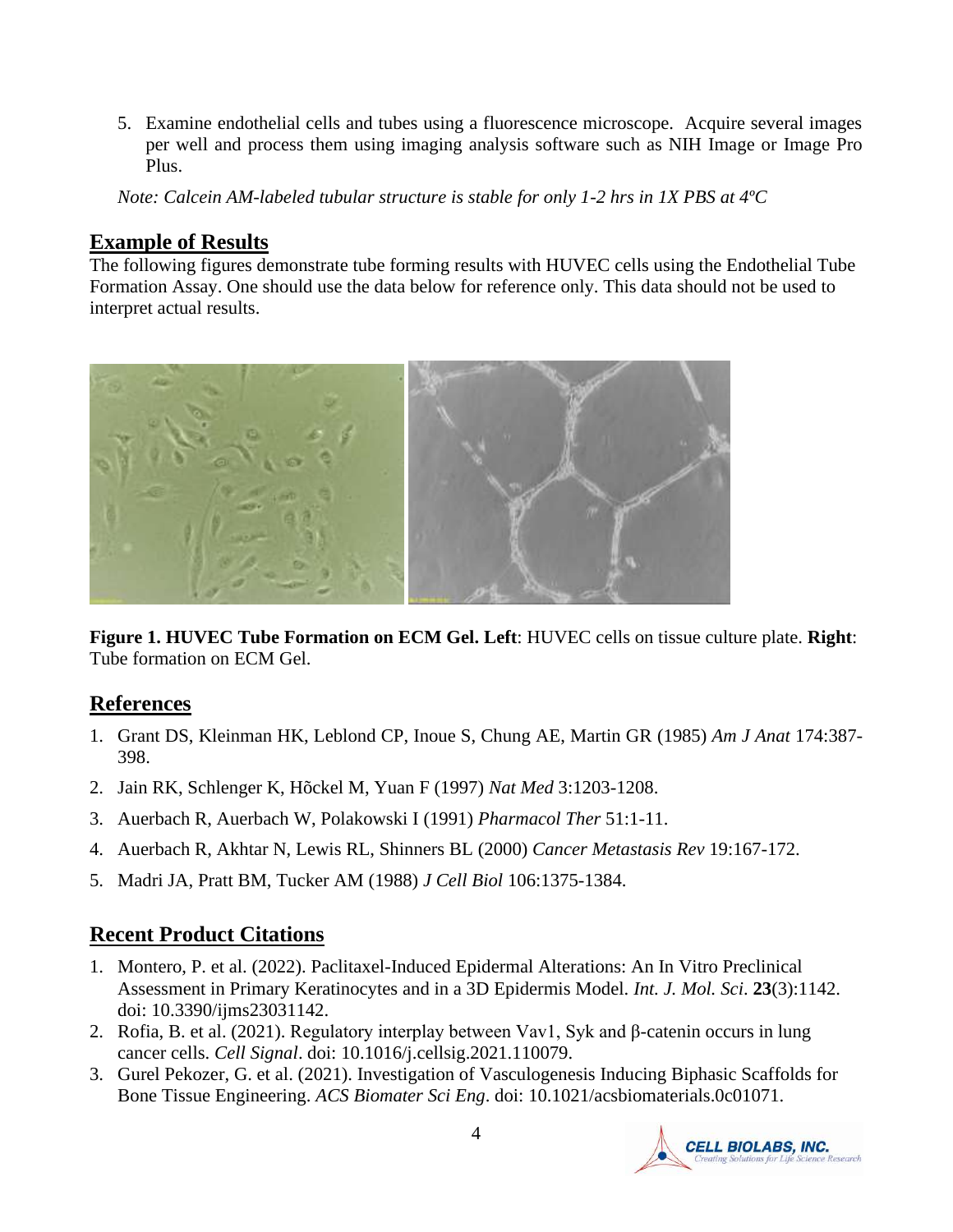5. Examine endothelial cells and tubes using a fluorescence microscope. Acquire several images per well and process them using imaging analysis software such as NIH Image or Image Pro Plus.

*Note: Calcein AM-labeled tubular structure is stable for only 1-2 hrs in 1X PBS at 4ºC*

## Example of Results

The following figures demonstrate tube forming results with HUVEC cells using the Endothelial Tube Formation Assay. One should use the data below for reference only. This data should not be used to interpret actual results.

**Figure 1. HUVEC Tube Formation on ECM Gel. Left**: HUVEC cells on tissue culture plate. **Right**: Tube formation on ECM Gel.

## References

1. Grant DS, Kleinman HK, Leblond CP, Inoue S, Chung AE, Martin GR (1985) *Am J Anat* 174:387-398.
2. Jain RK, Schlenger K, Hõckel M, Yuan F (1997) *Nat Med* 3:1203-1208.
3. Auerbach R, Auerbach W, Polakowski I (1991) *Pharmacol Ther* 51:1-11.
4. Auerbach R, Akhtar N, Lewis RL, Shinners BL (2000) *Cancer Metastasis Rev* 19:167-172.
5. Madri JA, Pratt BM, Tucker AM (1988) *J Cell Biol* 106:1375-1384.

## Recent Product Citations

1. Montero, P. et al. (2022). Paclitaxel-Induced Epidermal Alterations: An In Vitro Preclinical Assessment in Primary Keratinocytes and in a 3D Epidermis Model. *Int. J. Mol. Sci*. **23**(3):1142. doi: 10.3390/ijms23031142.
2. Rofia, B. et al. (2021). Regulatory interplay between Vav1, Syk and β-catenin occurs in lung cancer cells. *Cell Signal*. doi: 10.1016/j.cellsig.2021.110079.
3. Gurel Pekozer, G. et al. (2021). Investigation of Vasculogenesis Inducing Biphasic Scaffolds for Bone Tissue Engineering. *ACS Biomater Sci Eng*. doi: 10.1021/acsbiomaterials.0c01071.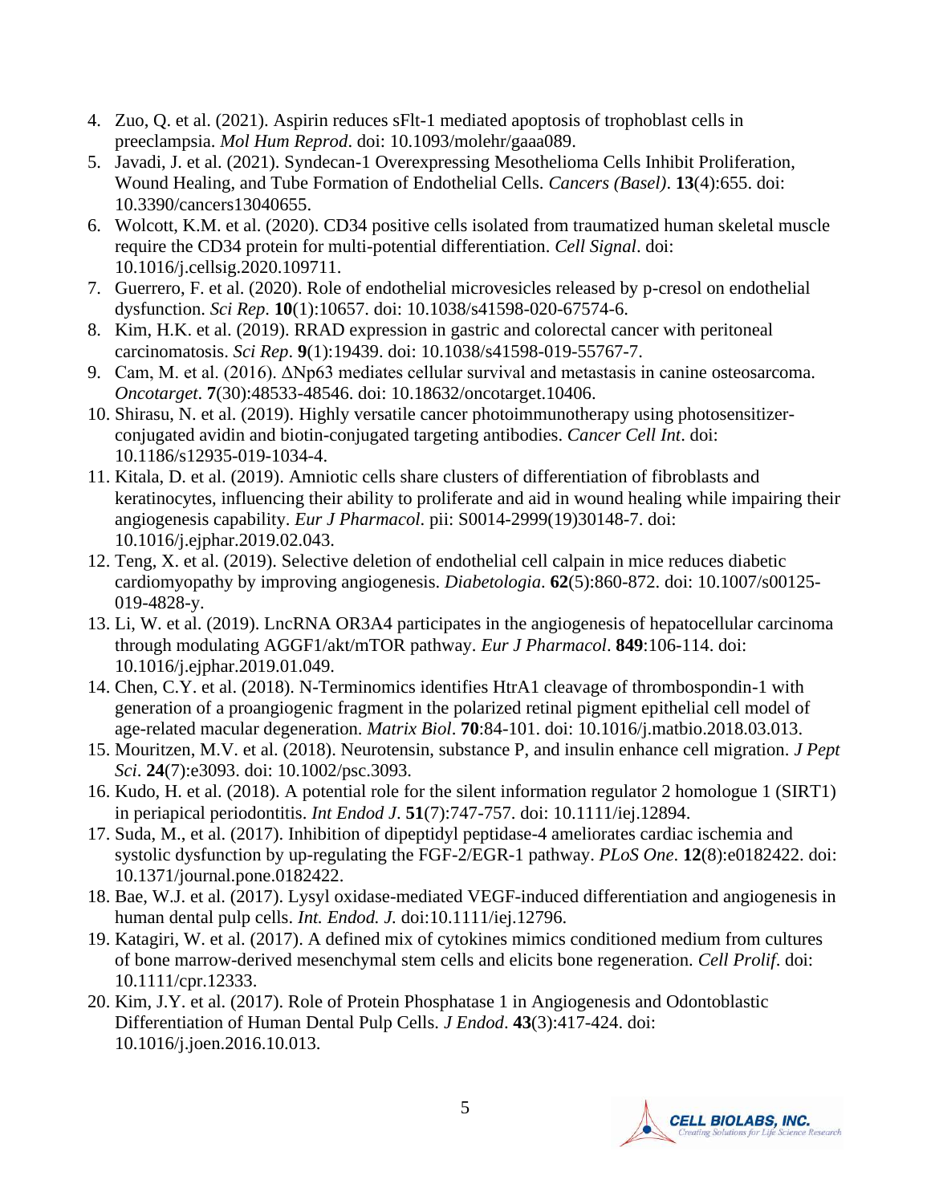4. Zuo, Q. et al. (2021). Aspirin reduces sFlt-1 mediated apoptosis of trophoblast cells in preeclampsia. *Mol Hum Reprod*. doi: 10.1093/molehr/gaaa089.
5. Javadi, J. et al. (2021). Syndecan-1 Overexpressing Mesothelioma Cells Inhibit Proliferation, Wound Healing, and Tube Formation of Endothelial Cells. *Cancers (Basel)*. **13**(4):655. doi: 10.3390/cancers13040655.
6. Wolcott, K.M. et al. (2020). CD34 positive cells isolated from traumatized human skeletal muscle require the CD34 protein for multi-potential differentiation. *Cell Signal*. doi: 10.1016/j.cellsig.2020.109711.
7. Guerrero, F. et al. (2020). Role of endothelial microvesicles released by p-cresol on endothelial dysfunction. *Sci Rep*. **10**(1):10657. doi: 10.1038/s41598-020-67574-6.
8. Kim, H.K. et al. (2019). RRAD expression in gastric and colorectal cancer with peritoneal carcinomatosis. *Sci Rep*. **9**(1):19439. doi: 10.1038/s41598-019-55767-7.
9. Cam, M. et al. (2016). ΔNp63 mediates cellular survival and metastasis in canine osteosarcoma. *Oncotarget*. **7**(30):48533-48546. doi: 10.18632/oncotarget.10406.
10. Shirasu, N. et al. (2019). Highly versatile cancer photoimmunotherapy using photosensitizer-conjugated avidin and biotin-conjugated targeting antibodies. *Cancer Cell Int*. doi: 10.1186/s12935-019-1034-4.
11. Kitala, D. et al. (2019). Amniotic cells share clusters of differentiation of fibroblasts and keratinocytes, influencing their ability to proliferate and aid in wound healing while impairing their angiogenesis capability. *Eur J Pharmacol*. pii: S0014-2999(19)30148-7. doi: 10.1016/j.ejphar.2019.02.043.
12. Teng, X. et al. (2019). Selective deletion of endothelial cell calpain in mice reduces diabetic cardiomyopathy by improving angiogenesis. *Diabetologia*. **62**(5):860-872. doi: 10.1007/s00125-019-4828-y.
13. Li, W. et al. (2019). LncRNA OR3A4 participates in the angiogenesis of hepatocellular carcinoma through modulating AGGF1/akt/mTOR pathway. *Eur J Pharmacol*. **849**:106-114. doi: 10.1016/j.ejphar.2019.01.049.
14. Chen, C.Y. et al. (2018). N-Terminomics identifies HtrA1 cleavage of thrombospondin-1 with generation of a proangiogenic fragment in the polarized retinal pigment epithelial cell model of age-related macular degeneration. *Matrix Biol*. **70**:84-101. doi: 10.1016/j.matbio.2018.03.013.
15. Mouritzen, M.V. et al. (2018). Neurotensin, substance P, and insulin enhance cell migration. *J Pept Sci*. **24**(7):e3093. doi: 10.1002/psc.3093.
16. Kudo, H. et al. (2018). A potential role for the silent information regulator 2 homologue 1 (SIRT1) in periapical periodontitis. *Int Endod J*. **51**(7):747-757. doi: 10.1111/iej.12894.
17. Suda, M., et al. (2017). Inhibition of dipeptidyl peptidase-4 ameliorates cardiac ischemia and systolic dysfunction by up-regulating the FGF-2/EGR-1 pathway. *PLoS One*. **12**(8):e0182422. doi: 10.1371/journal.pone.0182422.
18. Bae, W.J. et al. (2017). Lysyl oxidase-mediated VEGF-induced differentiation and angiogenesis in human dental pulp cells. *Int. Endod. J.* doi:10.1111/iej.12796.
19. Katagiri, W. et al. (2017). A defined mix of cytokines mimics conditioned medium from cultures of bone marrow-derived mesenchymal stem cells and elicits bone regeneration. *Cell Prolif*. doi: 10.1111/cpr.12333.
20. Kim, J.Y. et al. (2017). Role of Protein Phosphatase 1 in Angiogenesis and Odontoblastic Differentiation of Human Dental Pulp Cells. *J Endod*. **43**(3):417-424. doi: 10.1016/j.joen.2016.10.013.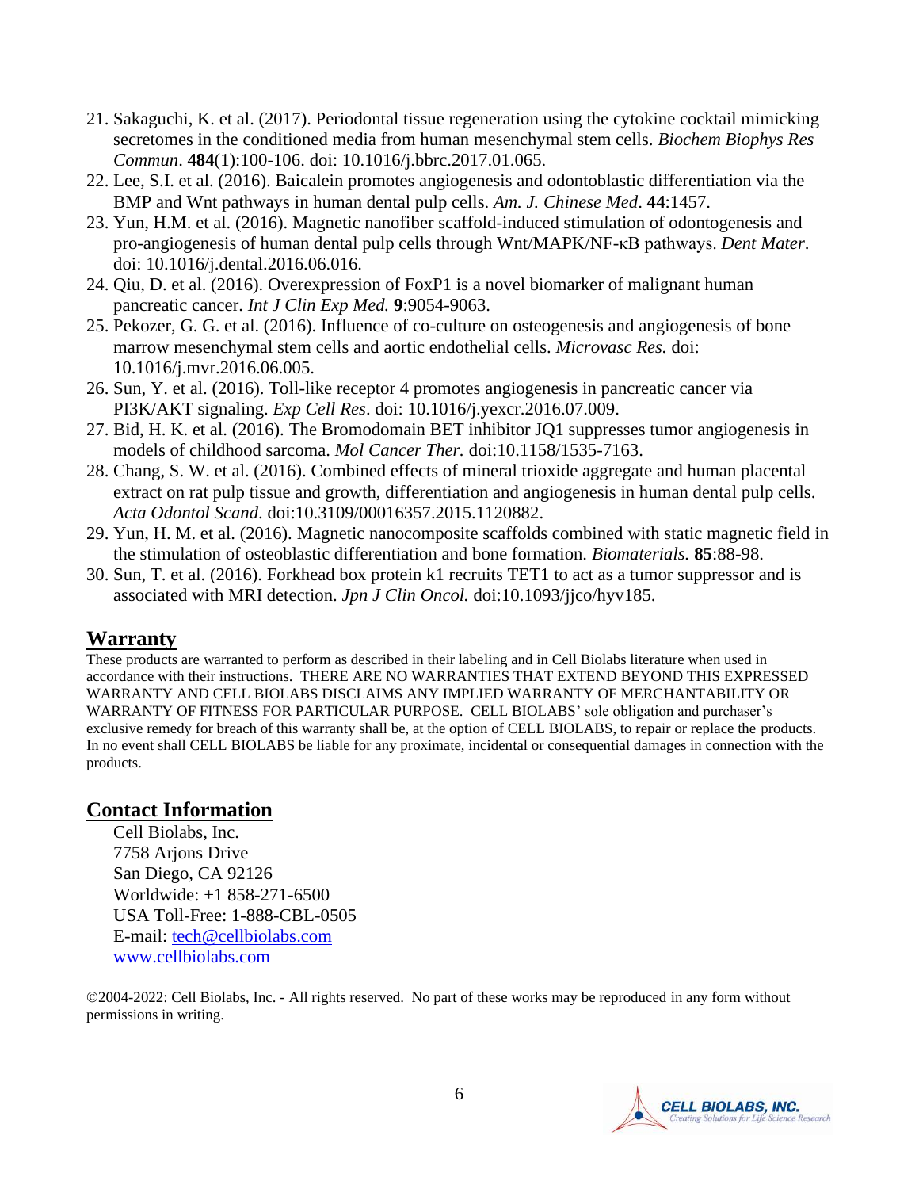21. Sakaguchi, K. et al. (2017). Periodontal tissue regeneration using the cytokine cocktail mimicking secretomes in the conditioned media from human mesenchymal stem cells. *Biochem Biophys Res Commun*. **484**(1):100-106. doi: 10.1016/j.bbrc.2017.01.065.
22. Lee, S.I. et al. (2016). Baicalein promotes angiogenesis and odontoblastic differentiation via the BMP and Wnt pathways in human dental pulp cells. *Am. J. Chinese Med*. **44**:1457.
23. Yun, H.M. et al. (2016). Magnetic nanofiber scaffold-induced stimulation of odontogenesis and pro-angiogenesis of human dental pulp cells through Wnt/MAPK/NF-κB pathways. *Dent Mater*. doi: 10.1016/j.dental.2016.06.016.
24. Qiu, D. et al. (2016). Overexpression of FoxP1 is a novel biomarker of malignant human pancreatic cancer. *Int J Clin Exp Med.* **9**:9054-9063.
25. Pekozer, G. G. et al. (2016). Influence of co-culture on osteogenesis and angiogenesis of bone marrow mesenchymal stem cells and aortic endothelial cells. *Microvasc Res.* doi: 10.1016/j.mvr.2016.06.005.
26. Sun, Y. et al. (2016). Toll-like receptor 4 promotes angiogenesis in pancreatic cancer via PI3K/AKT signaling. *Exp Cell Res*. doi: 10.1016/j.yexcr.2016.07.009.
27. Bid, H. K. et al. (2016). The Bromodomain BET inhibitor JQ1 suppresses tumor angiogenesis in models of childhood sarcoma. *Mol Cancer Ther.* doi:10.1158/1535-7163.
28. Chang, S. W. et al. (2016). Combined effects of mineral trioxide aggregate and human placental extract on rat pulp tissue and growth, differentiation and angiogenesis in human dental pulp cells. *Acta Odontol Scand*. doi:10.3109/00016357.2015.1120882.
29. Yun, H. M. et al. (2016). Magnetic nanocomposite scaffolds combined with static magnetic field in the stimulation of osteoblastic differentiation and bone formation. *Biomaterials.* **85**:88-98.
30. Sun, T. et al. (2016). Forkhead box protein k1 recruits TET1 to act as a tumor suppressor and is associated with MRI detection. *Jpn J Clin Oncol.* doi:10.1093/jjco/hyv185.

## Warranty

These products are warranted to perform as described in their labeling and in Cell Biolabs literature when used in accordance with their instructions. THERE ARE NO WARRANTIES THAT EXTEND BEYOND THIS EXPRESSED WARRANTY AND CELL BIOLABS DISCLAIMS ANY IMPLIED WARRANTY OF MERCHANTABILITY OR WARRANTY OF FITNESS FOR PARTICULAR PURPOSE. CELL BIOLABS' sole obligation and purchaser's exclusive remedy for breach of this warranty shall be, at the option of CELL BIOLABS, to repair or replace the products. In no event shall CELL BIOLABS be liable for any proximate, incidental or consequential damages in connection with the products.

## Contact Information

Cell Biolabs, Inc.
7758 Arjons Drive
San Diego, CA 92126
Worldwide: +1 858-271-6500
USA Toll-Free: 1-888-CBL-0505
E-mail: tech@cellbiolabs.com
www.cellbiolabs.com

©2004-2022: Cell Biolabs, Inc. - All rights reserved. No part of these works may be reproduced in any form without permissions in writing.